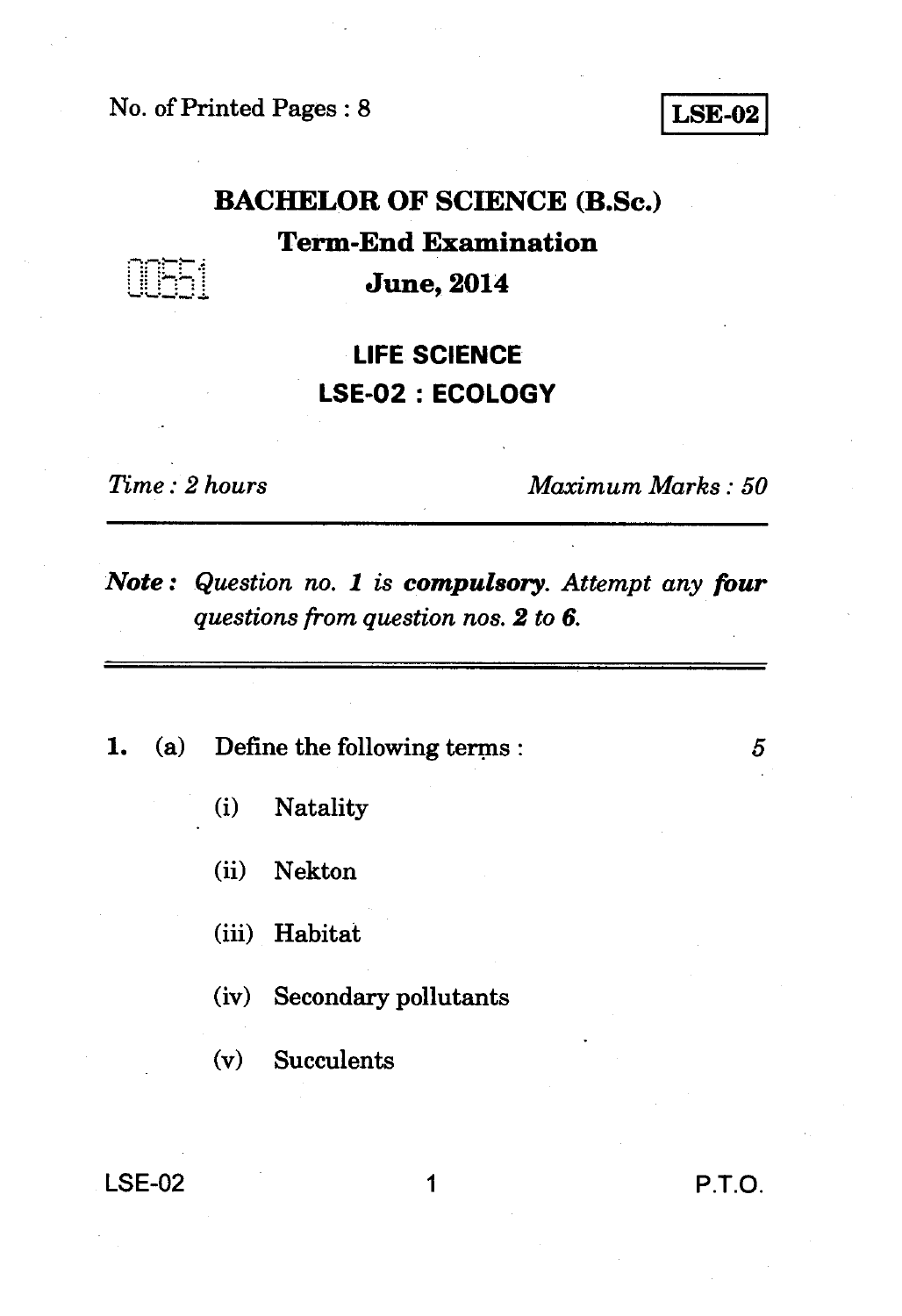No. of Printed Pages : 8

**LSE-02**

# BACHELOR OF SCIENCE (B.Sc.)

## Term-End Examination

## June, 2014

00551

## LIFE SCIENCE

## LSE-02 : ECOLOGY

*Time : 2 hours* | *Maximum Marks : 50*

---

***Note :*** *Question no. 1 is **compulsory**. Attempt any **four** questions from question nos. **2** to **6**.*

---

**1.** (a) Define the following terms : 5

(i) Natality

(ii) Nekton

(iii) Habitat

(iv) Secondary pollutants

(v) Succulents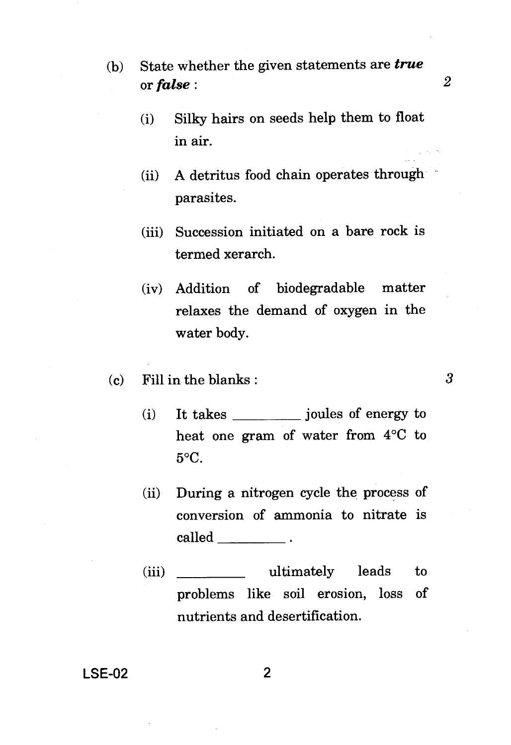(b) State whether the given statements are ***true*** or ***false*** : 2

(i) Silky hairs on seeds help them to float in air.

(ii) A detritus food chain operates through parasites.

(iii) Succession initiated on a bare rock is termed xerarch.

(iv) Addition of biodegradable matter relaxes the demand of oxygen in the water body.

(c) Fill in the blanks : 3

(i) It takes _________ joules of energy to heat one gram of water from 4°C to 5°C.

(ii) During a nitrogen cycle the process of conversion of ammonia to nitrate is called _________ .

(iii) _________ ultimately leads to problems like soil erosion, loss of nutrients and desertification.

LSE-02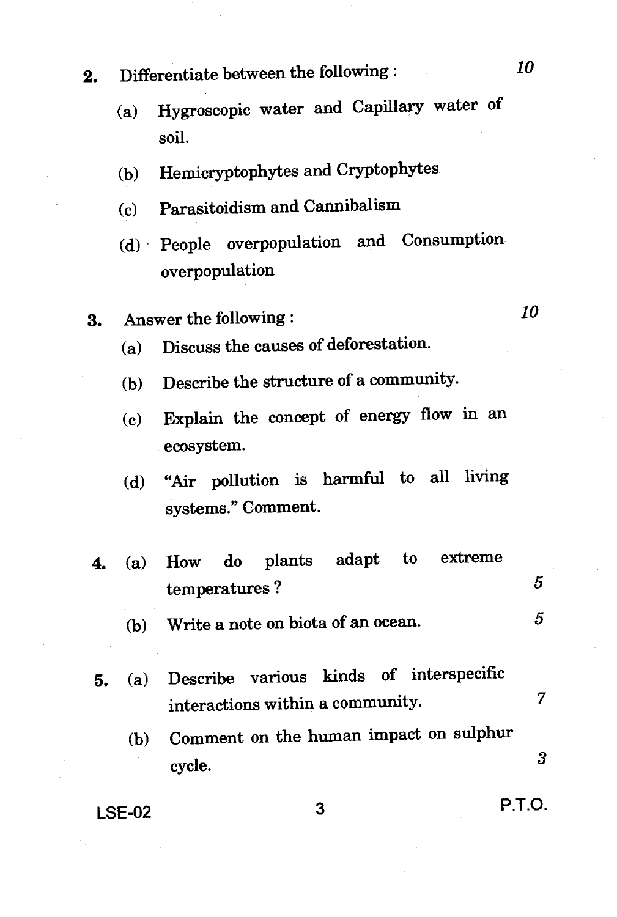2. Differentiate between the following : *10*

   (a) Hygroscopic water and Capillary water of soil.

   (b) Hemicryptophytes and Cryptophytes

   (c) Parasitoidism and Cannibalism

   (d) People overpopulation and Consumption overpopulation

3. Answer the following : *10*

   (a) Discuss the causes of deforestation.

   (b) Describe the structure of a community.

   (c) Explain the concept of energy flow in an ecosystem.

   (d) "Air pollution is harmful to all living systems." Comment.

4. (a) How do plants adapt to extreme temperatures ? *5*

   (b) Write a note on biota of an ocean. *5*

5. (a) Describe various kinds of interspecific interactions within a community. *7*

   (b) Comment on the human impact on sulphur cycle. *3*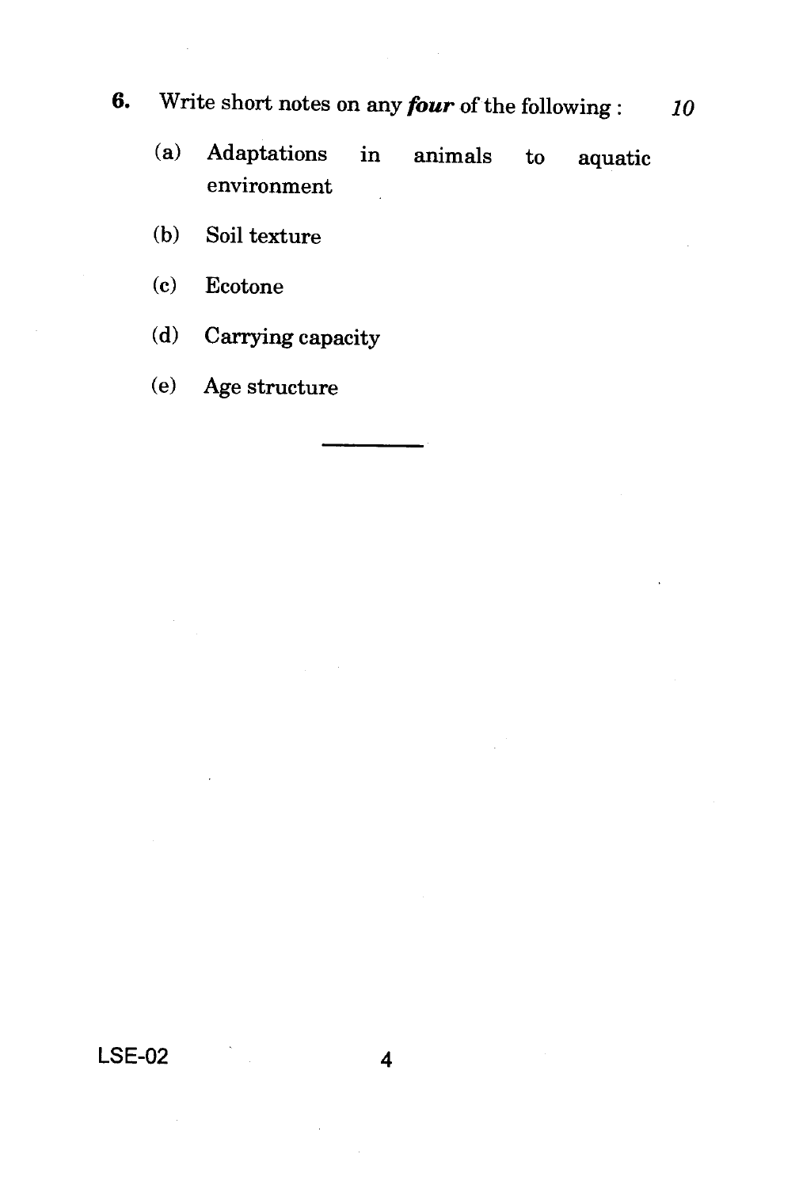6. Write short notes on any ***four*** of the following : *10*

   (a) Adaptations in animals to aquatic environment

   (b) Soil texture

   (c) Ecotone

   (d) Carrying capacity

   (e) Age structure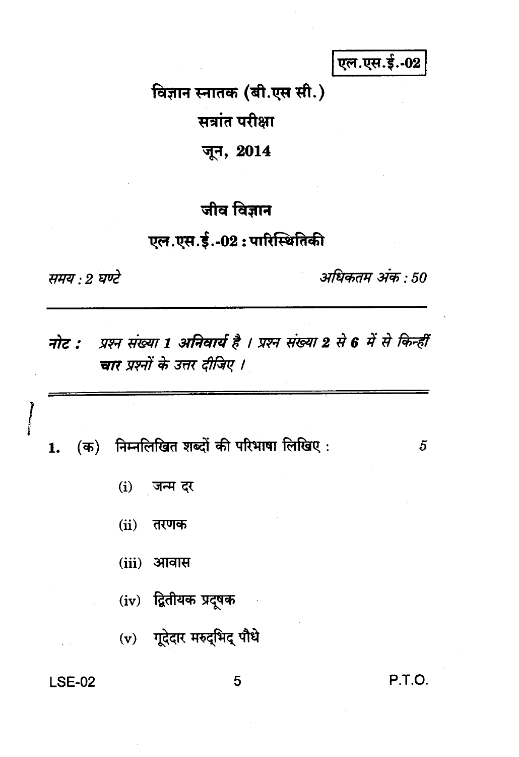एल.एस.ई.-02

# विज्ञान स्नातक (बी.एस सी.)

## सत्रांत परीक्षा

## जून, 2014

## जीव विज्ञान

## एल.एस.ई.-02 : पारिस्थितिकी

*समय : 2 घण्टे* *अधिकतम अंक : 50*

***नोट :** प्रश्न संख्या **1** अनिवार्य है । प्रश्न संख्या **2** से **6** में से किन्हीं **चार** प्रश्नों के उत्तर दीजिए ।*

1. (क) निम्नलिखित शब्दों की परिभाषा लिखिए : 5

   (i) जन्म दर

   (ii) तरणक

   (iii) आवास

   (iv) द्वितीयक प्रदूषक

   (v) गूदेदार मरुद्भिद् पौधे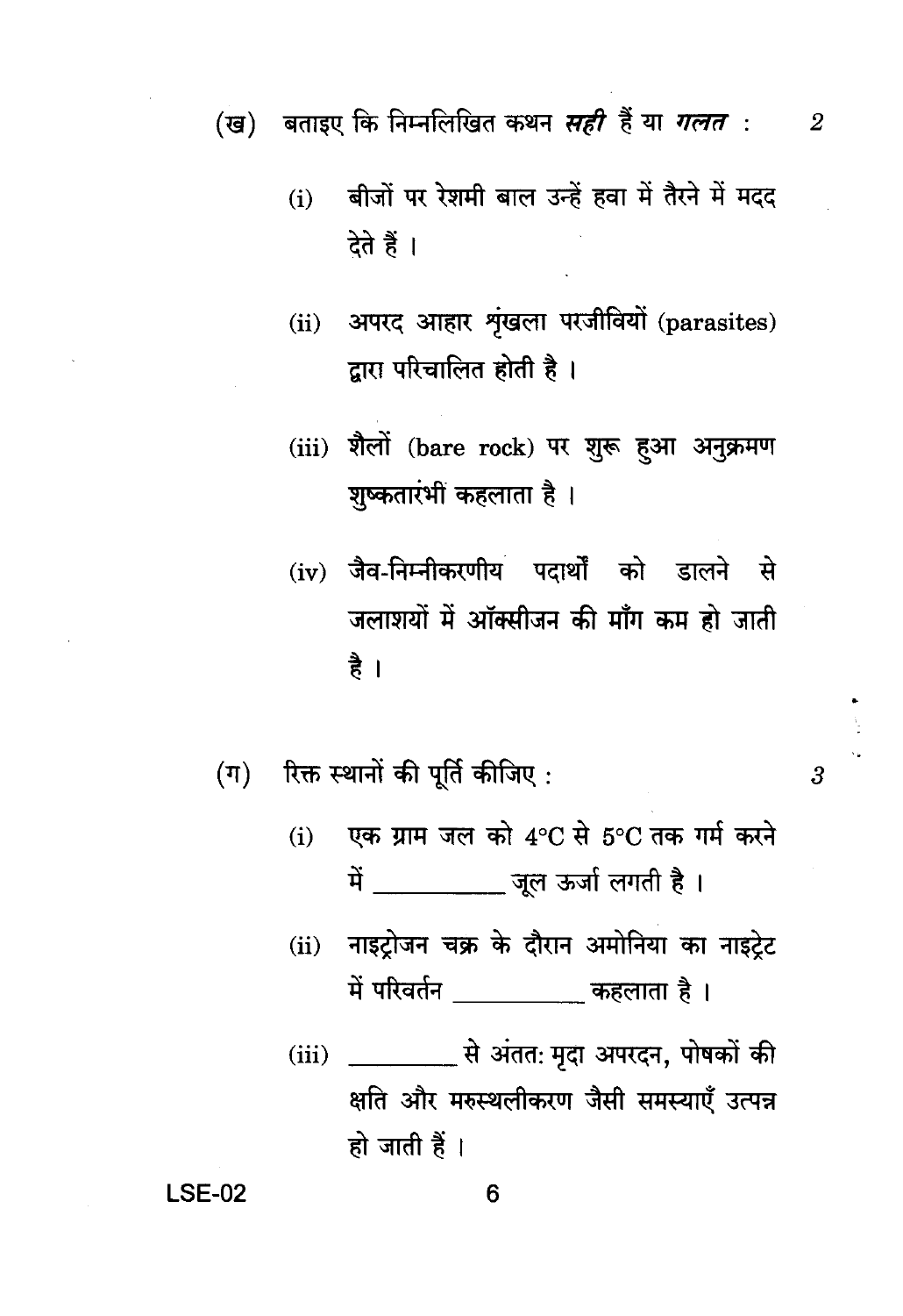(ख) बताइए कि निम्नलिखित कथन ***सही*** हैं या ***गलत*** : 2

(i) बीजों पर रेशमी बाल उन्हें हवा में तैरने में मदद देते हैं ।

(ii) अपरद आहार शृंखला परजीवियों (parasites) द्वारा परिचालित होती है ।

(iii) शैलों (bare rock) पर शुरू हुआ अनुक्रमण शुष्कतारंभी कहलाता है ।

(iv) जैव-निम्नीकरणीय पदार्थों को डालने से जलाशयों में ऑक्सीजन की माँग कम हो जाती है ।

(ग) रिक्त स्थानों की पूर्ति कीजिए : 3

(i) एक ग्राम जल को $4°C$ से $5°C$ तक गर्म करने में __________ जूल ऊर्जा लगती है ।

(ii) नाइट्रोजन चक्र के दौरान अमोनिया का नाइट्रेट में परिवर्तन __________ कहलाता है ।

(iii) _________ से अंतत: मृदा अपरदन, पोषकों की क्षति और मरुस्थलीकरण जैसी समस्याएँ उत्पन्न हो जाती हैं ।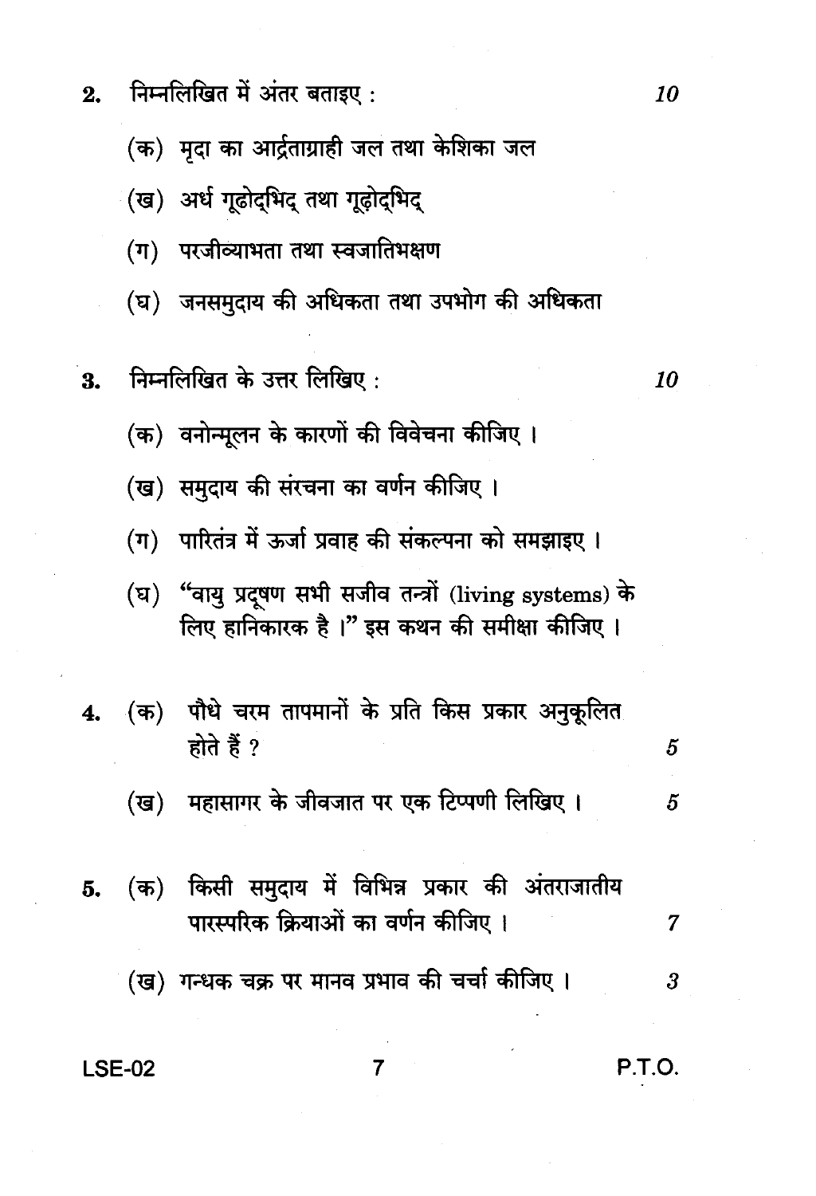2. निम्नलिखित में अंतर बताइए : 10

   (क) मृदा का आर्द्रताग्राही जल तथा केशिका जल

   (ख) अर्ध गूढोद्भिद् तथा गूढ़ोद्भिद्

   (ग) परजीव्याभता तथा स्वजातिभक्षण

   (घ) जनसमुदाय की अधिकता तथा उपभोग की अधिकता

3. निम्नलिखित के उत्तर लिखिए : 10

   (क) वनोन्मूलन के कारणों की विवेचना कीजिए ।

   (ख) समुदाय की संरचना का वर्णन कीजिए ।

   (ग) पारितंत्र में ऊर्जा प्रवाह की संकल्पना को समझाइए ।

   (घ) "वायु प्रदूषण सभी सजीव तन्त्रों (living systems) के लिए हानिकारक है ।" इस कथन की समीक्षा कीजिए ।

4. (क) पौधे चरम तापमानों के प्रति किस प्रकार अनुकूलित होते हैं ? 5

   (ख) महासागर के जीवजात पर एक टिप्पणी लिखिए । 5

5. (क) किसी समुदाय में विभिन्न प्रकार की अंतराजातीय पारस्परिक क्रियाओं का वर्णन कीजिए । 7

   (ख) गन्धक चक्र पर मानव प्रभाव की चर्चा कीजिए । 3

P.T.O.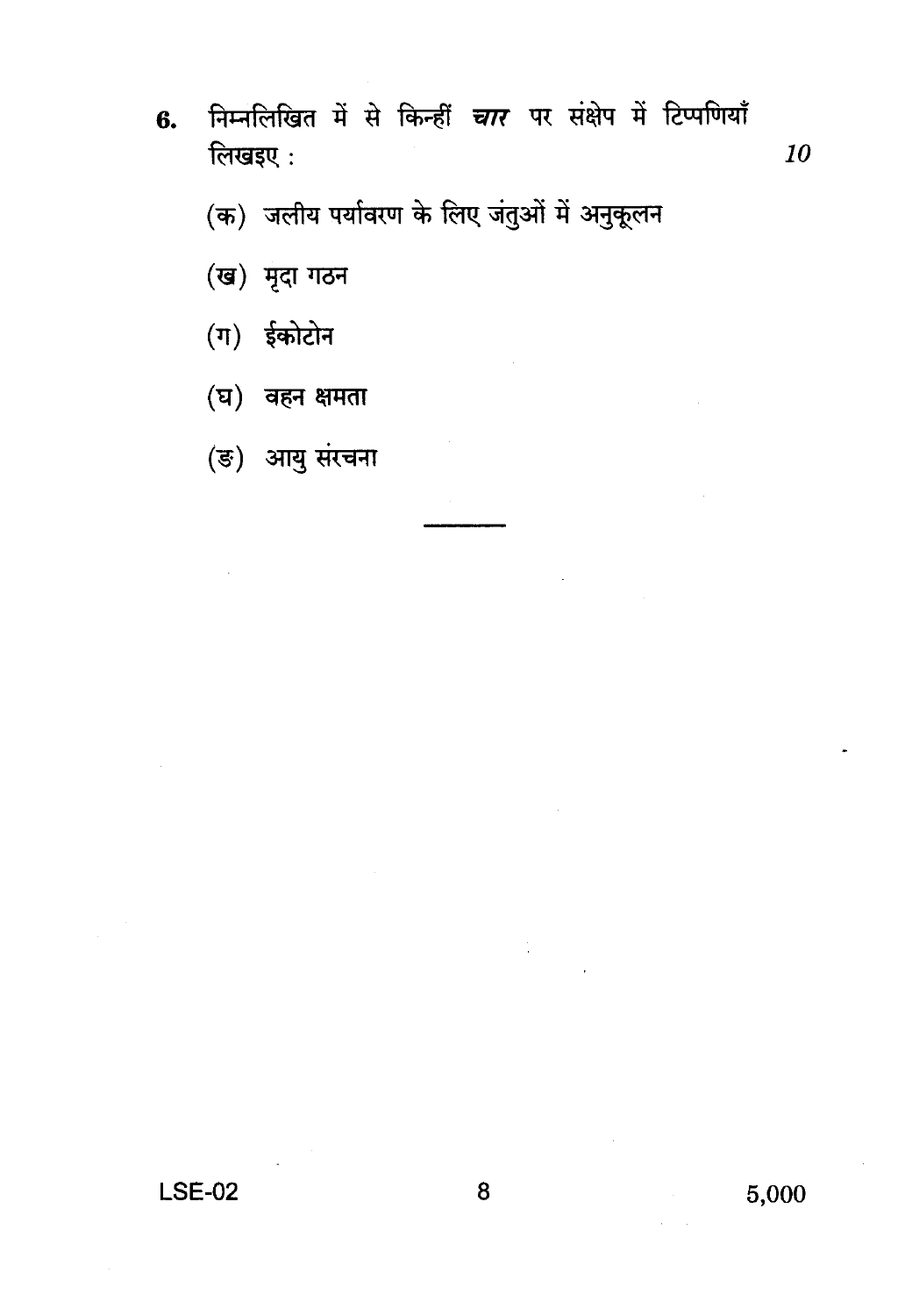6. निम्नलिखित में से किन्हीं ***चार*** पर संक्षेप में टिप्पणियाँ लिखइए : *10*

(क) जलीय पर्यावरण के लिए जंतुओं में अनुकूलन

(ख) मृदा गठन

(ग) ईकोटोन

(घ) वहन क्षमता

(ङ) आयु संरचना

---

LSE-02 5,000